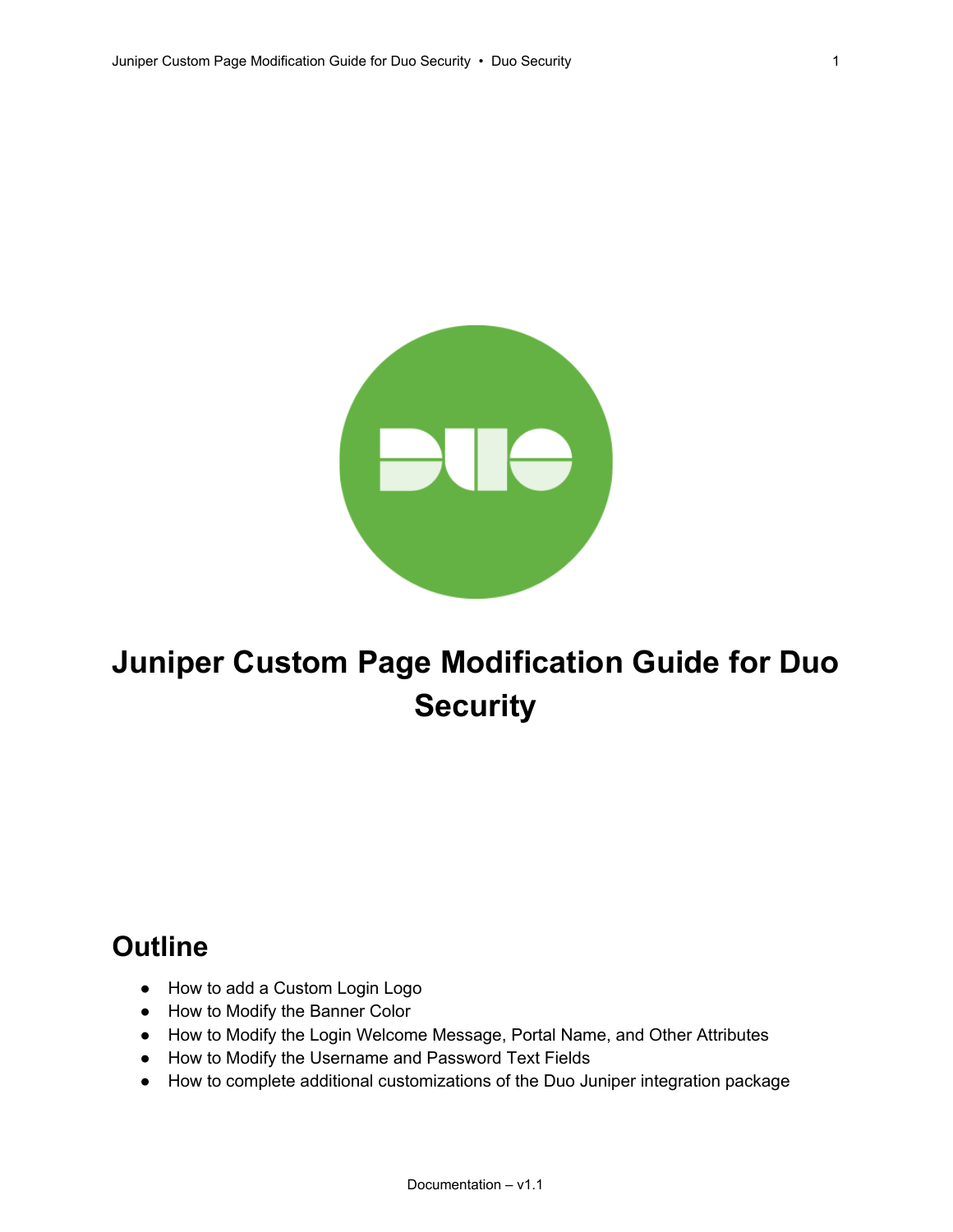# Juniper Custom Page Modification Guide for Duo Security

## Outline

- How to add a Custom Login Logo
- How to Modify the Banner Color
- How to Modify the Login Welcome Message, Portal Name, and Other Attributes
- How to Modify the Username and Password Text Fields
- How to complete additional customizations of the Duo Juniper integration package

Documentation – v1.1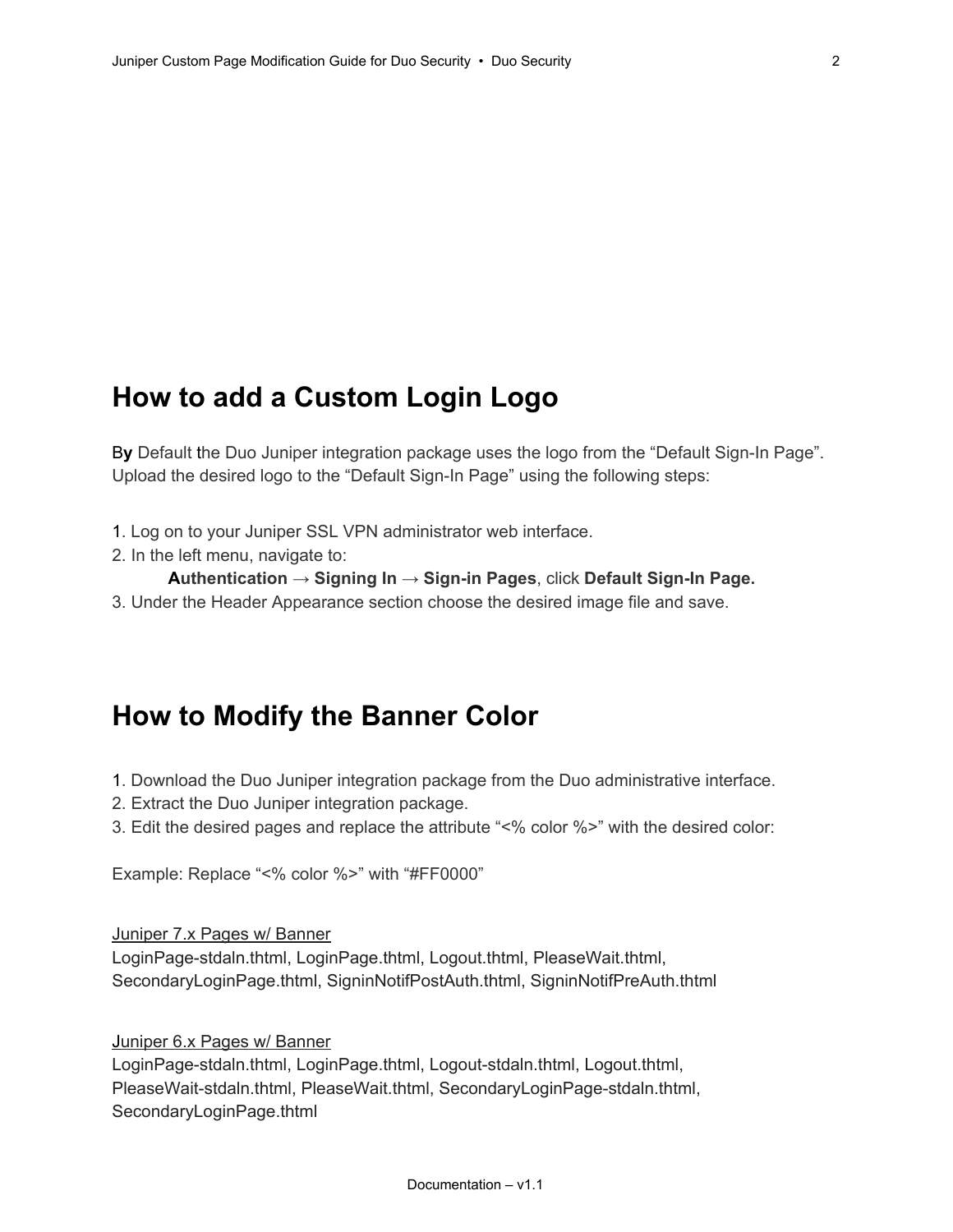## How to add a Custom Login Logo

By Default the Duo Juniper integration package uses the logo from the “Default Sign-In Page”. Upload the desired logo to the “Default Sign-In Page” using the following steps:

1. Log on to your Juniper SSL VPN administrator web interface.
2. In the left menu, navigate to:
   **Authentication → Signing In → Sign-in Pages**, click **Default Sign-In Page.**
3. Under the Header Appearance section choose the desired image file and save.

## How to Modify the Banner Color

1. Download the Duo Juniper integration package from the Duo administrative interface.
2. Extract the Duo Juniper integration package.
3. Edit the desired pages and replace the attribute “<% color %>” with the desired color:

Example: Replace “<% color %>” with “#FF0000”

<u>Juniper 7.x Pages w/ Banner</u>
LoginPage-stdaln.thtml, LoginPage.thtml, Logout.thtml, PleaseWait.thtml, SecondaryLoginPage.thtml, SigninNotifPostAuth.thtml, SigninNotifPreAuth.thtml

<u>Juniper 6.x Pages w/ Banner</u>
LoginPage-stdaln.thtml, LoginPage.thtml, Logout-stdaln.thtml, Logout.thtml, PleaseWait-stdaln.thtml, PleaseWait.thtml, SecondaryLoginPage-stdaln.thtml, SecondaryLoginPage.thtml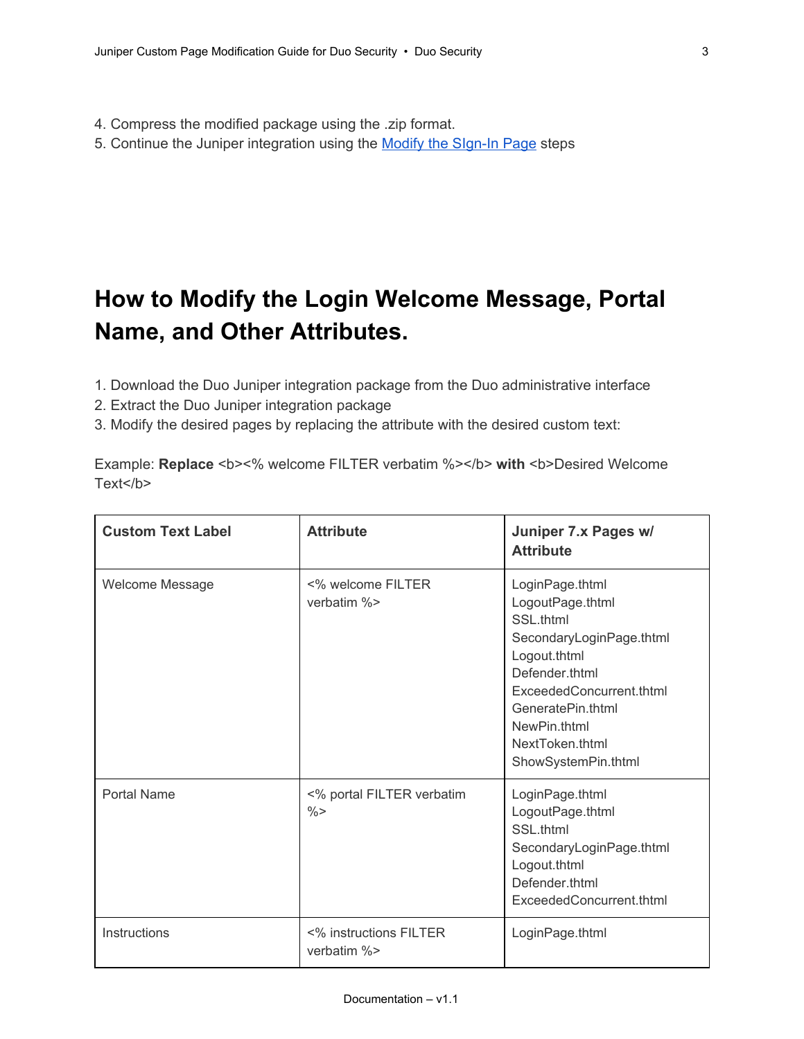4. Compress the modified package using the .zip format.
5. Continue the Juniper integration using the Modify the SIgn-In Page steps

# How to Modify the Login Welcome Message, Portal Name, and Other Attributes.

1. Download the Duo Juniper integration package from the Duo administrative interface
2. Extract the Duo Juniper integration package
3. Modify the desired pages by replacing the attribute with the desired custom text:

Example: **Replace** <b><% welcome FILTER verbatim %></b> **with** <b>Desired Welcome Text</b>

| Custom Text Label | Attribute | Juniper 7.x Pages w/ Attribute |
|---|---|---|
| Welcome Message | <% welcome FILTER verbatim %> | LoginPage.thtml<br>LogoutPage.thtml<br>SSL.thtml<br>SecondaryLoginPage.thtml<br>Logout.thtml<br>Defender.thtml<br>ExceededConcurrent.thtml<br>GeneratePin.thtml<br>NewPin.thtml<br>NextToken.thtml<br>ShowSystemPin.thtml |
| Portal Name | <% portal FILTER verbatim %> | LoginPage.thtml<br>LogoutPage.thtml<br>SSL.thtml<br>SecondaryLoginPage.thtml<br>Logout.thtml<br>Defender.thtml<br>ExceededConcurrent.thtml |
| Instructions | <% instructions FILTER verbatim %> | LoginPage.thtml |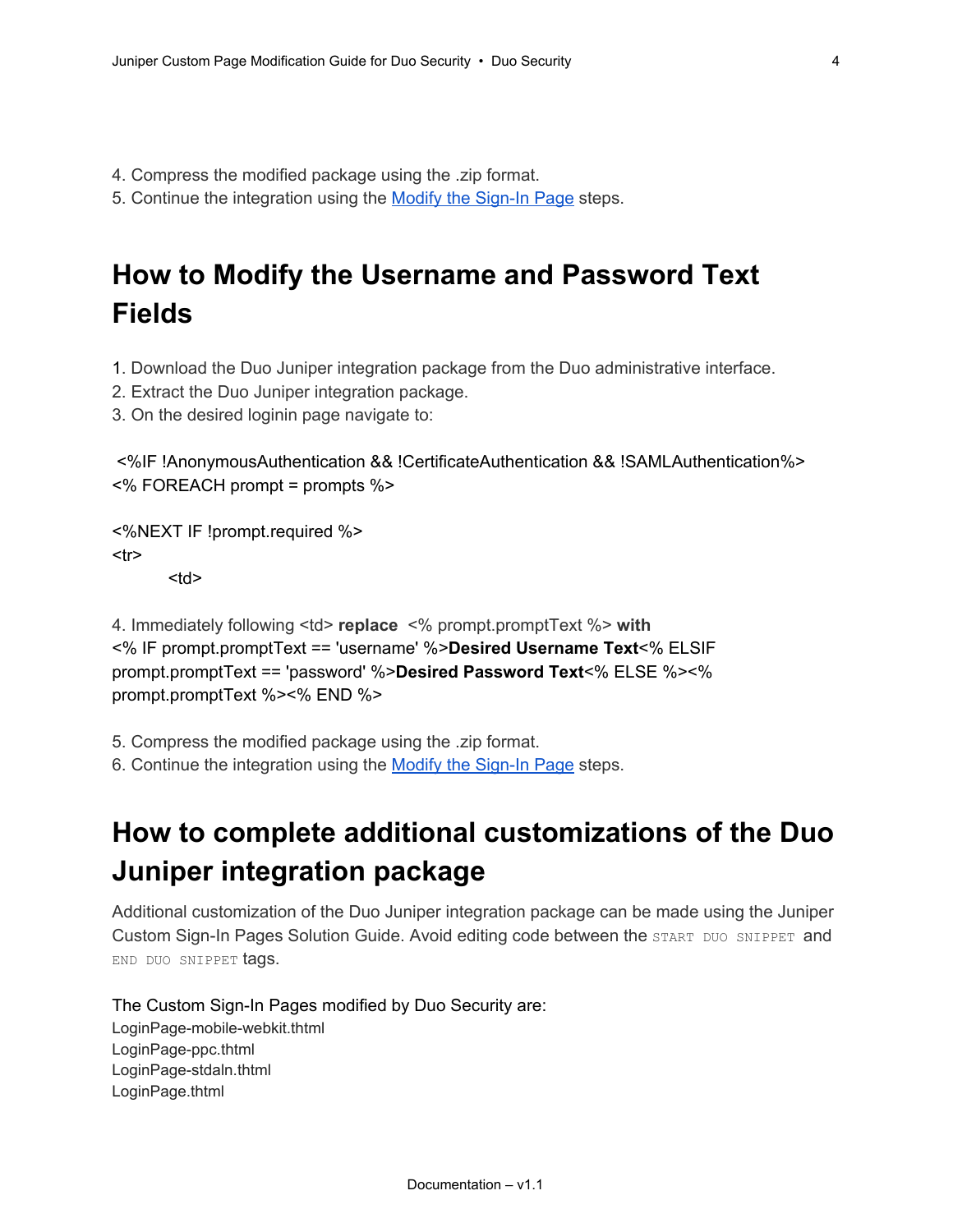4. Compress the modified package using the .zip format.
5. Continue the integration using the [Modify the Sign-In Page]() steps.

# How to Modify the Username and Password Text Fields

1. Download the Duo Juniper integration package from the Duo administrative interface.
2. Extract the Duo Juniper integration package.
3. On the desired loginin page navigate to:

```
 <%IF !AnonymousAuthentication && !CertificateAuthentication && !SAMLAuthentication%>
<% FOREACH prompt = prompts %>

<%NEXT IF !prompt.required %>
<tr>
        <td>
```

4. Immediately following <td> **replace** <% prompt.promptText %> **with**
<% IF prompt.promptText == 'username' %>**Desired Username Text**<% ELSIF prompt.promptText == 'password' %>**Desired Password Text**<% ELSE %><% prompt.promptText %><% END %>

5. Compress the modified package using the .zip format.
6. Continue the integration using the [Modify the Sign-In Page]() steps.

# How to complete additional customizations of the Duo Juniper integration package

Additional customization of the Duo Juniper integration package can be made using the Juniper Custom Sign-In Pages Solution Guide. Avoid editing code between the `START DUO SNIPPET` and `END DUO SNIPPET` tags.

The Custom Sign-In Pages modified by Duo Security are:
LoginPage-mobile-webkit.thtml
LoginPage-ppc.thtml
LoginPage-stdaln.thtml
LoginPage.thtml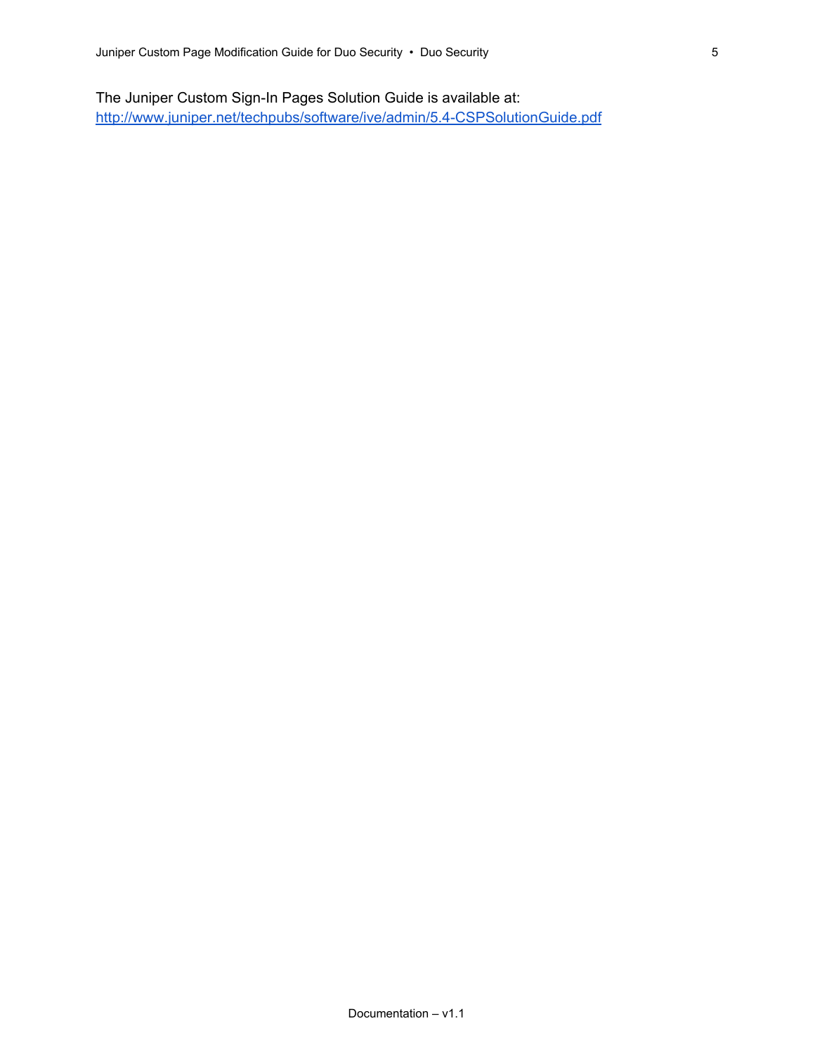The Juniper Custom Sign-In Pages Solution Guide is available at:
[http://www.juniper.net/techpubs/software/ive/admin/5.4-CSPSolutionGuide.pdf](http://www.juniper.net/techpubs/software/ive/admin/5.4-CSPSolutionGuide.pdf)